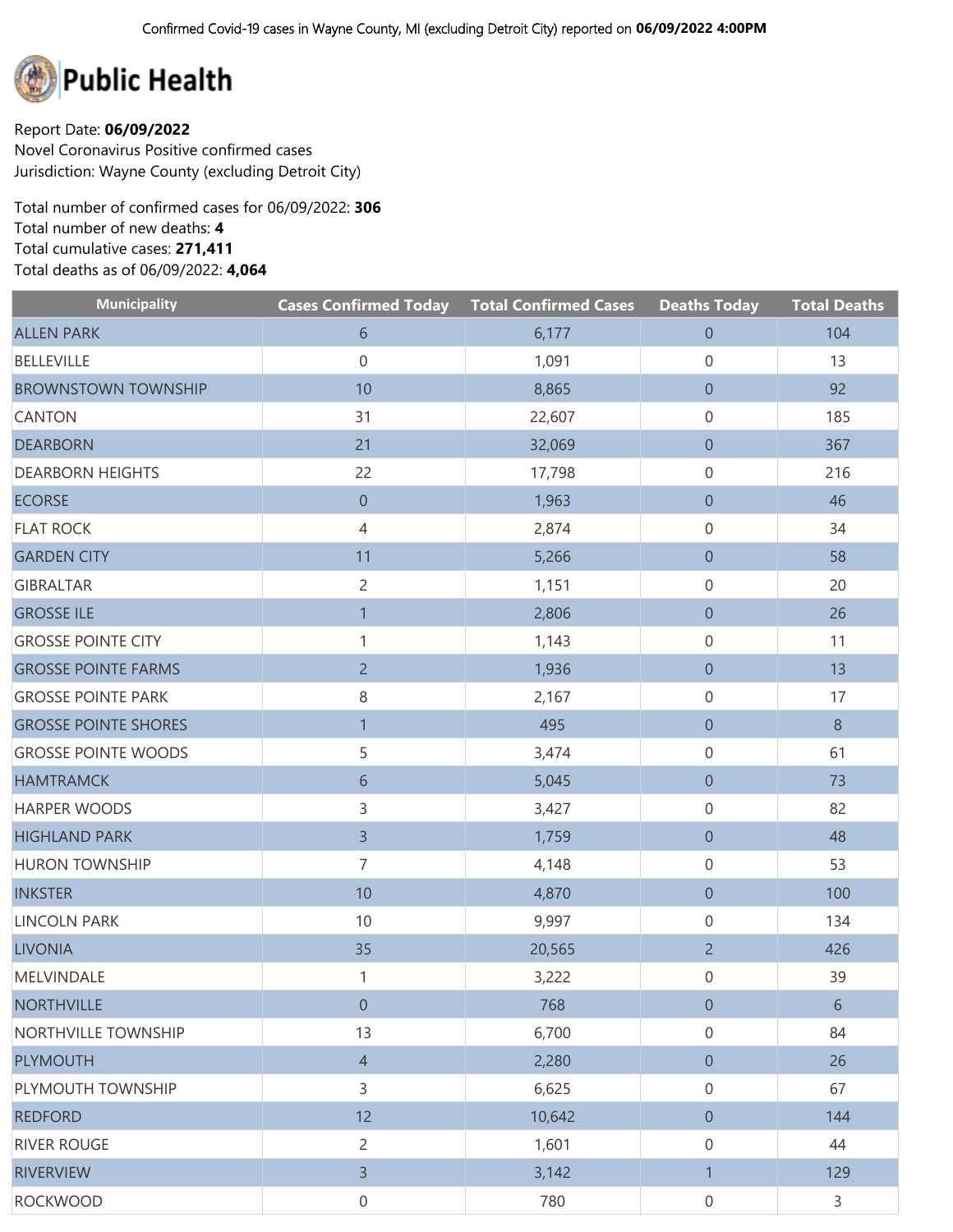Confirmed Covid-19 cases in Wayne County, MI (excluding Detroit City) reported on **06/09/2022 4:00PM**

# Public Health

Report Date: **06/09/2022**
Novel Coronavirus Positive confirmed cases
Jurisdiction: Wayne County (excluding Detroit City)

Total number of confirmed cases for 06/09/2022: **306**
Total number of new deaths: **4**
Total cumulative cases: **271,411**
Total deaths as of 06/09/2022: **4,064**

| Municipality | Cases Confirmed Today | Total Confirmed Cases | Deaths Today | Total Deaths |
|---|---|---|---|---|
| ALLEN PARK | 6 | 6,177 | 0 | 104 |
| BELLEVILLE | 0 | 1,091 | 0 | 13 |
| BROWNSTOWN TOWNSHIP | 10 | 8,865 | 0 | 92 |
| CANTON | 31 | 22,607 | 0 | 185 |
| DEARBORN | 21 | 32,069 | 0 | 367 |
| DEARBORN HEIGHTS | 22 | 17,798 | 0 | 216 |
| ECORSE | 0 | 1,963 | 0 | 46 |
| FLAT ROCK | 4 | 2,874 | 0 | 34 |
| GARDEN CITY | 11 | 5,266 | 0 | 58 |
| GIBRALTAR | 2 | 1,151 | 0 | 20 |
| GROSSE ILE | 1 | 2,806 | 0 | 26 |
| GROSSE POINTE CITY | 1 | 1,143 | 0 | 11 |
| GROSSE POINTE FARMS | 2 | 1,936 | 0 | 13 |
| GROSSE POINTE PARK | 8 | 2,167 | 0 | 17 |
| GROSSE POINTE SHORES | 1 | 495 | 0 | 8 |
| GROSSE POINTE WOODS | 5 | 3,474 | 0 | 61 |
| HAMTRAMCK | 6 | 5,045 | 0 | 73 |
| HARPER WOODS | 3 | 3,427 | 0 | 82 |
| HIGHLAND PARK | 3 | 1,759 | 0 | 48 |
| HURON TOWNSHIP | 7 | 4,148 | 0 | 53 |
| INKSTER | 10 | 4,870 | 0 | 100 |
| LINCOLN PARK | 10 | 9,997 | 0 | 134 |
| LIVONIA | 35 | 20,565 | 2 | 426 |
| MELVINDALE | 1 | 3,222 | 0 | 39 |
| NORTHVILLE | 0 | 768 | 0 | 6 |
| NORTHVILLE TOWNSHIP | 13 | 6,700 | 0 | 84 |
| PLYMOUTH | 4 | 2,280 | 0 | 26 |
| PLYMOUTH TOWNSHIP | 3 | 6,625 | 0 | 67 |
| REDFORD | 12 | 10,642 | 0 | 144 |
| RIVER ROUGE | 2 | 1,601 | 0 | 44 |
| RIVERVIEW | 3 | 3,142 | 1 | 129 |
| ROCKWOOD | 0 | 780 | 0 | 3 |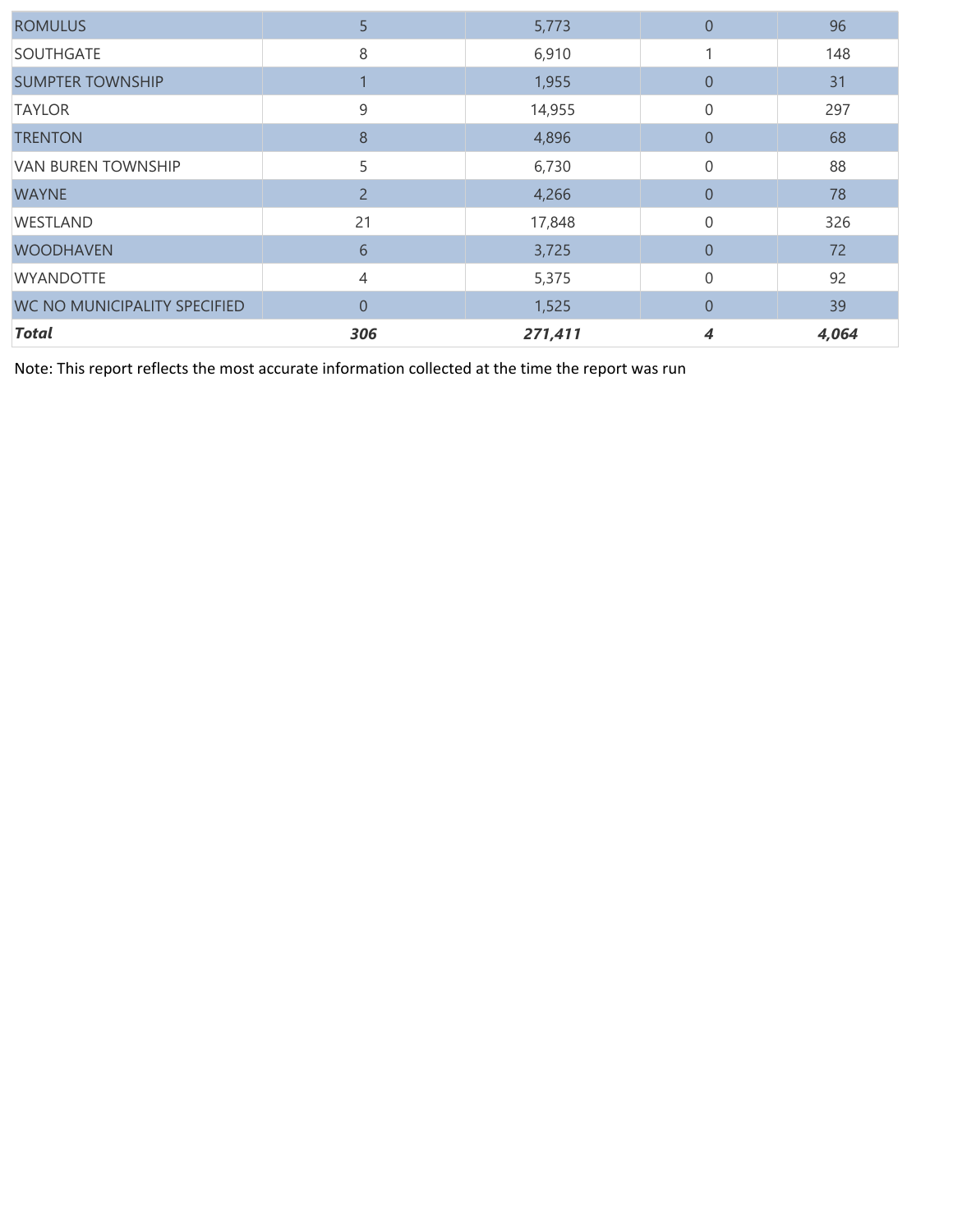| | | | | |
|---|---|---|---|---|
| ROMULUS | 5 | 5,773 | 0 | 96 |
| SOUTHGATE | 8 | 6,910 | 1 | 148 |
| SUMPTER TOWNSHIP | 1 | 1,955 | 0 | 31 |
| TAYLOR | 9 | 14,955 | 0 | 297 |
| TRENTON | 8 | 4,896 | 0 | 68 |
| VAN BUREN TOWNSHIP | 5 | 6,730 | 0 | 88 |
| WAYNE | 2 | 4,266 | 0 | 78 |
| WESTLAND | 21 | 17,848 | 0 | 326 |
| WOODHAVEN | 6 | 3,725 | 0 | 72 |
| WYANDOTTE | 4 | 5,375 | 0 | 92 |
| WC NO MUNICIPALITY SPECIFIED | 0 | 1,525 | 0 | 39 |
| ***Total*** | ***306*** | ***271,411*** | ***4*** | ***4,064*** |

Note: This report reflects the most accurate information collected at the time the report was run